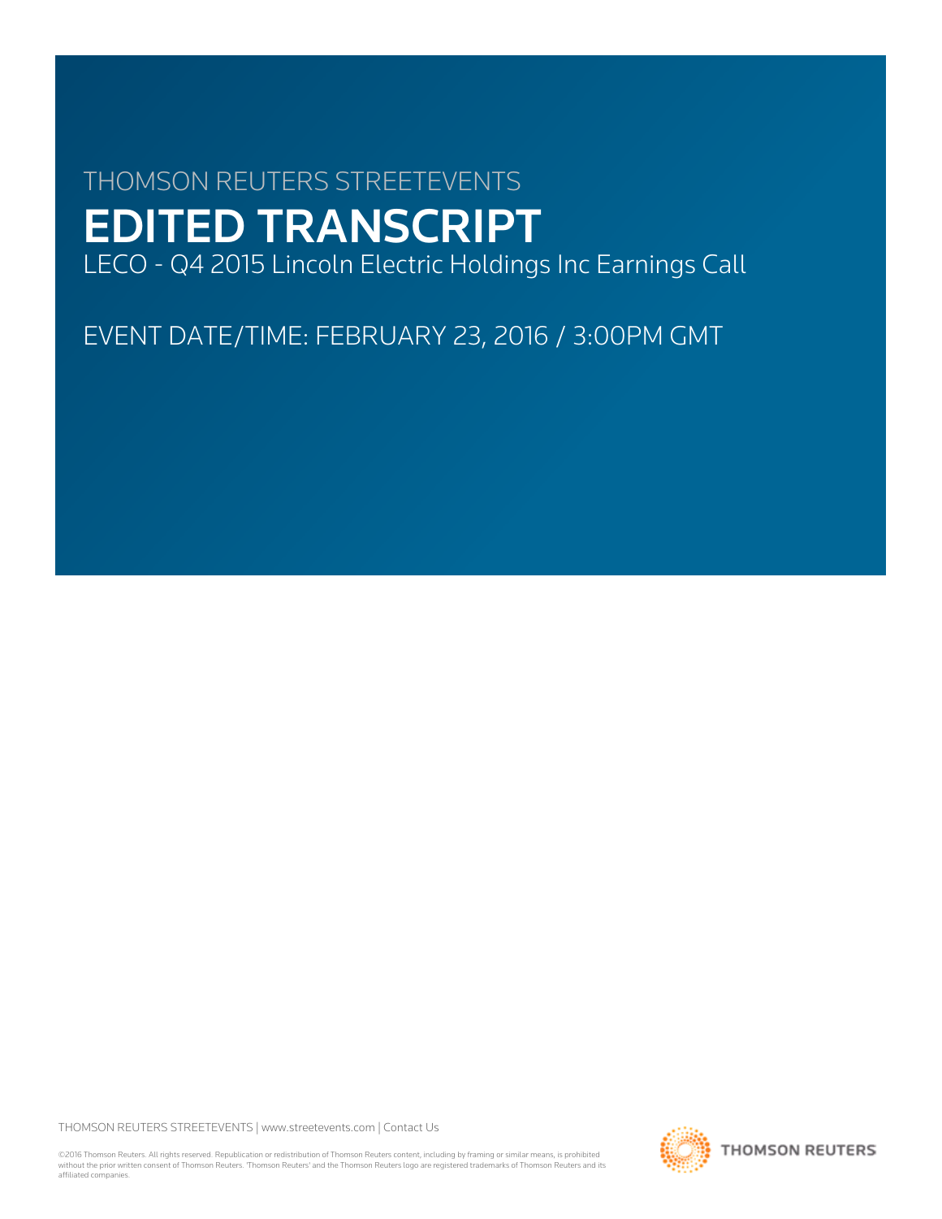THOMSON REUTERS STREETEVENTS

# EDITED TRANSCRIPT

LECO - Q4 2015 Lincoln Electric Holdings Inc Earnings Call

EVENT DATE/TIME: FEBRUARY 23, 2016 / 3:00PM GMT

THOMSON REUTERS STREETEVENTS | www.streetevents.com | Contact Us

©2016 Thomson Reuters. All rights reserved. Republication or redistribution of Thomson Reuters content, including by framing or similar means, is prohibited without the prior written consent of Thomson Reuters. 'Thomson Reuters' and the Thomson Reuters logo are registered trademarks of Thomson Reuters and its affiliated companies.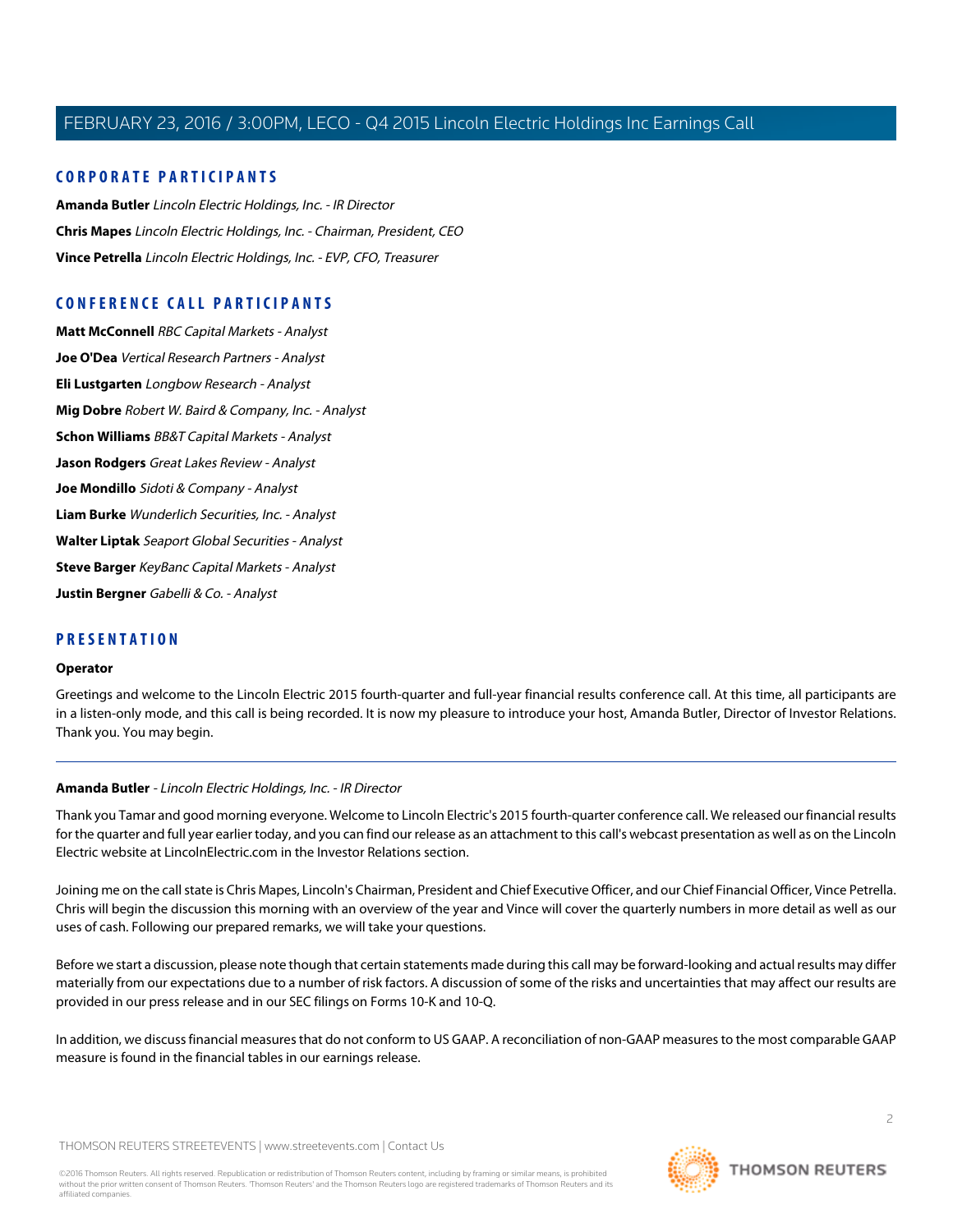## CORPORATE PARTICIPANTS

**Amanda Butler** *Lincoln Electric Holdings, Inc. - IR Director*

**Chris Mapes** *Lincoln Electric Holdings, Inc. - Chairman, President, CEO*

**Vince Petrella** *Lincoln Electric Holdings, Inc. - EVP, CFO, Treasurer*

## CONFERENCE CALL PARTICIPANTS

**Matt McConnell** *RBC Capital Markets - Analyst*

**Joe O'Dea** *Vertical Research Partners - Analyst*

**Eli Lustgarten** *Longbow Research - Analyst*

**Mig Dobre** *Robert W. Baird & Company, Inc. - Analyst*

**Schon Williams** *BB&T Capital Markets - Analyst*

**Jason Rodgers** *Great Lakes Review - Analyst*

**Joe Mondillo** *Sidoti & Company - Analyst*

**Liam Burke** *Wunderlich Securities, Inc. - Analyst*

**Walter Liptak** *Seaport Global Securities - Analyst*

**Steve Barger** *KeyBanc Capital Markets - Analyst*

**Justin Bergner** *Gabelli & Co. - Analyst*

## PRESENTATION

**Operator**

Greetings and welcome to the Lincoln Electric 2015 fourth-quarter and full-year financial results conference call. At this time, all participants are in a listen-only mode, and this call is being recorded. It is now my pleasure to introduce your host, Amanda Butler, Director of Investor Relations. Thank you. You may begin.

---

**Amanda Butler** - *Lincoln Electric Holdings, Inc. - IR Director*

Thank you Tamar and good morning everyone. Welcome to Lincoln Electric's 2015 fourth-quarter conference call. We released our financial results for the quarter and full year earlier today, and you can find our release as an attachment to this call's webcast presentation as well as on the Lincoln Electric website at LincolnElectric.com in the Investor Relations section.

Joining me on the call state is Chris Mapes, Lincoln's Chairman, President and Chief Executive Officer, and our Chief Financial Officer, Vince Petrella. Chris will begin the discussion this morning with an overview of the year and Vince will cover the quarterly numbers in more detail as well as our uses of cash. Following our prepared remarks, we will take your questions.

Before we start a discussion, please note though that certain statements made during this call may be forward-looking and actual results may differ materially from our expectations due to a number of risk factors. A discussion of some of the risks and uncertainties that may affect our results are provided in our press release and in our SEC filings on Forms 10-K and 10-Q.

In addition, we discuss financial measures that do not conform to US GAAP. A reconciliation of non-GAAP measures to the most comparable GAAP measure is found in the financial tables in our earnings release.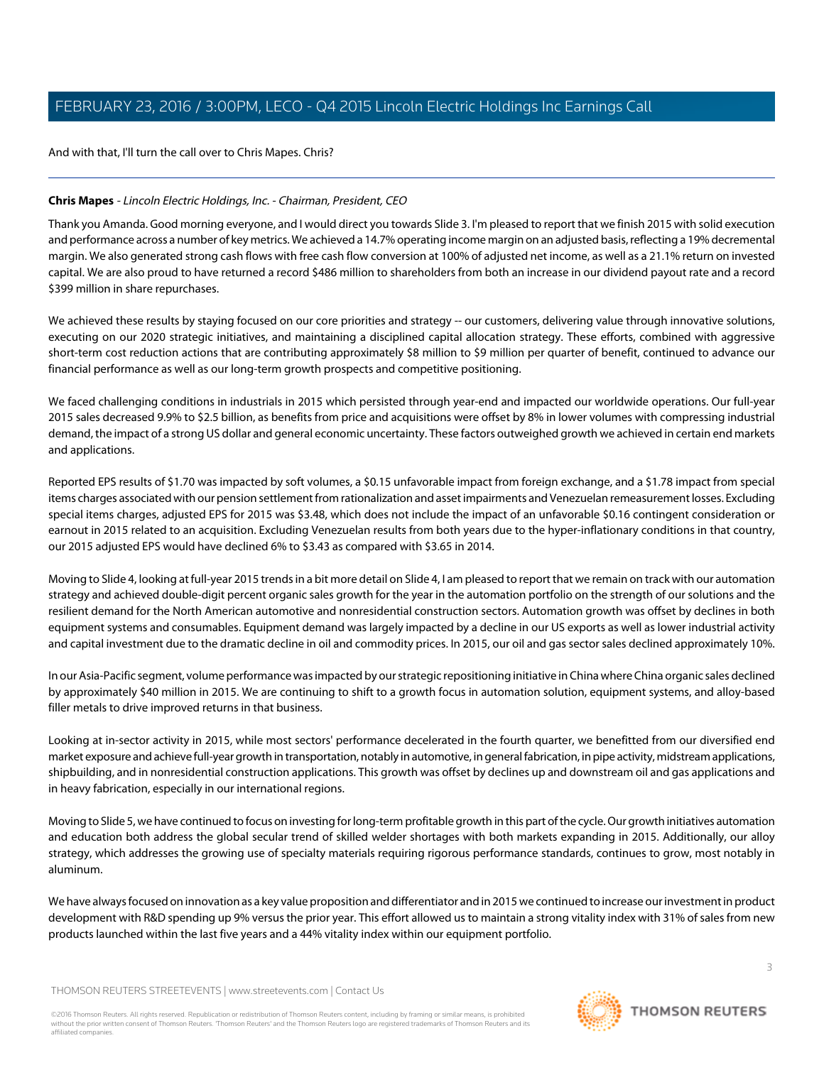And with that, I'll turn the call over to Chris Mapes. Chris?

**Chris Mapes** - *Lincoln Electric Holdings, Inc. - Chairman, President, CEO*

Thank you Amanda. Good morning everyone, and I would direct you towards Slide 3. I'm pleased to report that we finish 2015 with solid execution and performance across a number of key metrics. We achieved a 14.7% operating income margin on an adjusted basis, reflecting a 19% decremental margin. We also generated strong cash flows with free cash flow conversion at 100% of adjusted net income, as well as a 21.1% return on invested capital. We are also proud to have returned a record $486 million to shareholders from both an increase in our dividend payout rate and a record $399 million in share repurchases.

We achieved these results by staying focused on our core priorities and strategy -- our customers, delivering value through innovative solutions, executing on our 2020 strategic initiatives, and maintaining a disciplined capital allocation strategy. These efforts, combined with aggressive short-term cost reduction actions that are contributing approximately $8 million to $9 million per quarter of benefit, continued to advance our financial performance as well as our long-term growth prospects and competitive positioning.

We faced challenging conditions in industrials in 2015 which persisted through year-end and impacted our worldwide operations. Our full-year 2015 sales decreased 9.9% to $2.5 billion, as benefits from price and acquisitions were offset by 8% in lower volumes with compressing industrial demand, the impact of a strong US dollar and general economic uncertainty. These factors outweighed growth we achieved in certain end markets and applications.

Reported EPS results of $1.70 was impacted by soft volumes, a $0.15 unfavorable impact from foreign exchange, and a $1.78 impact from special items charges associated with our pension settlement from rationalization and asset impairments and Venezuelan remeasurement losses. Excluding special items charges, adjusted EPS for 2015 was $3.48, which does not include the impact of an unfavorable $0.16 contingent consideration or earnout in 2015 related to an acquisition. Excluding Venezuelan results from both years due to the hyper-inflationary conditions in that country, our 2015 adjusted EPS would have declined 6% to $3.43 as compared with $3.65 in 2014.

Moving to Slide 4, looking at full-year 2015 trends in a bit more detail on Slide 4, I am pleased to report that we remain on track with our automation strategy and achieved double-digit percent organic sales growth for the year in the automation portfolio on the strength of our solutions and the resilient demand for the North American automotive and nonresidential construction sectors. Automation growth was offset by declines in both equipment systems and consumables. Equipment demand was largely impacted by a decline in our US exports as well as lower industrial activity and capital investment due to the dramatic decline in oil and commodity prices. In 2015, our oil and gas sector sales declined approximately 10%.

In our Asia-Pacific segment, volume performance was impacted by our strategic repositioning initiative in China where China organic sales declined by approximately $40 million in 2015. We are continuing to shift to a growth focus in automation solution, equipment systems, and alloy-based filler metals to drive improved returns in that business.

Looking at in-sector activity in 2015, while most sectors' performance decelerated in the fourth quarter, we benefitted from our diversified end market exposure and achieve full-year growth in transportation, notably in automotive, in general fabrication, in pipe activity, midstream applications, shipbuilding, and in nonresidential construction applications. This growth was offset by declines up and downstream oil and gas applications and in heavy fabrication, especially in our international regions.

Moving to Slide 5, we have continued to focus on investing for long-term profitable growth in this part of the cycle. Our growth initiatives automation and education both address the global secular trend of skilled welder shortages with both markets expanding in 2015. Additionally, our alloy strategy, which addresses the growing use of specialty materials requiring rigorous performance standards, continues to grow, most notably in aluminum.

We have always focused on innovation as a key value proposition and differentiator and in 2015 we continued to increase our investment in product development with R&D spending up 9% versus the prior year. This effort allowed us to maintain a strong vitality index with 31% of sales from new products launched within the last five years and a 44% vitality index within our equipment portfolio.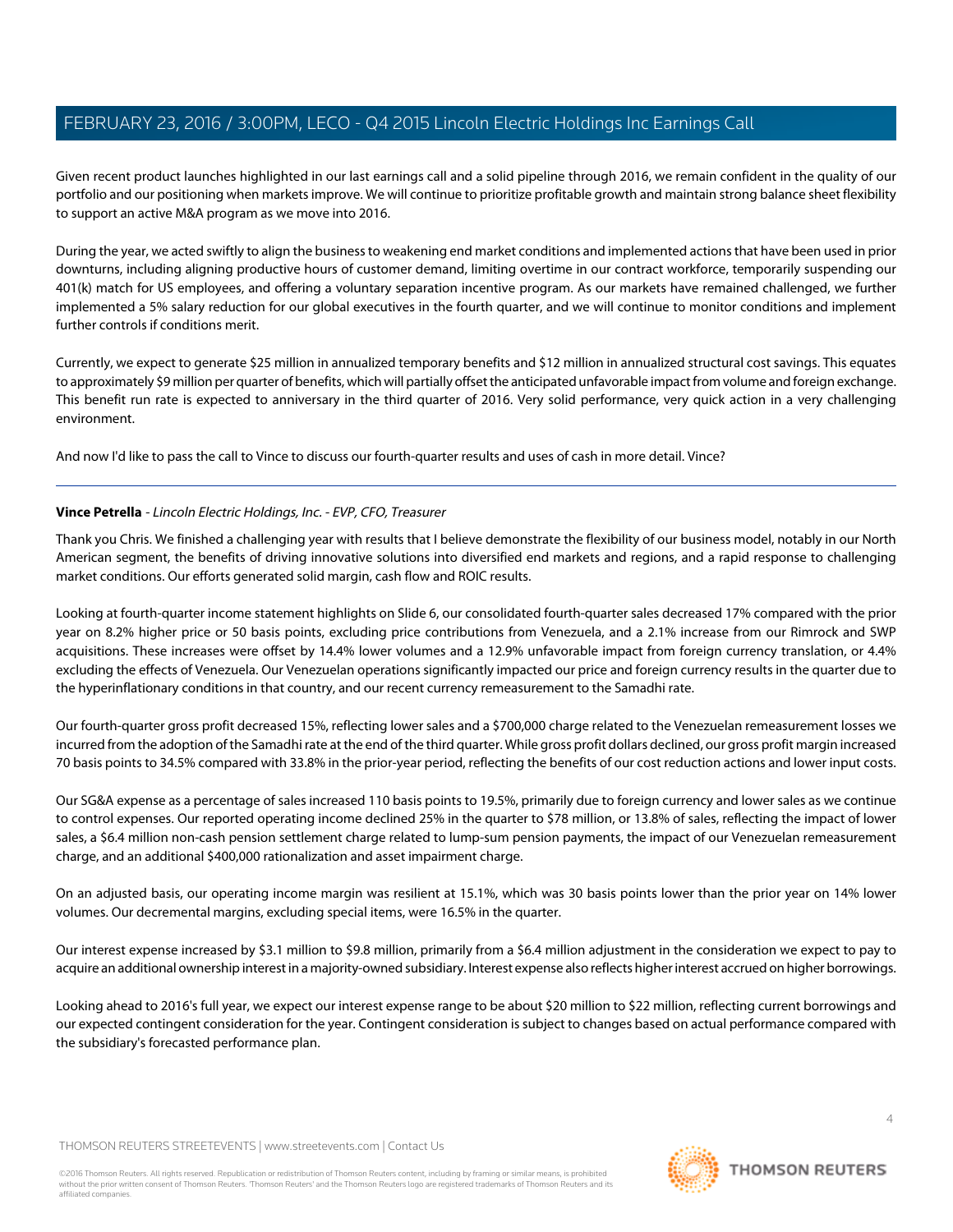Given recent product launches highlighted in our last earnings call and a solid pipeline through 2016, we remain confident in the quality of our portfolio and our positioning when markets improve. We will continue to prioritize profitable growth and maintain strong balance sheet flexibility to support an active M&A program as we move into 2016.

During the year, we acted swiftly to align the business to weakening end market conditions and implemented actions that have been used in prior downturns, including aligning productive hours of customer demand, limiting overtime in our contract workforce, temporarily suspending our 401(k) match for US employees, and offering a voluntary separation incentive program. As our markets have remained challenged, we further implemented a 5% salary reduction for our global executives in the fourth quarter, and we will continue to monitor conditions and implement further controls if conditions merit.

Currently, we expect to generate $25 million in annualized temporary benefits and $12 million in annualized structural cost savings. This equates to approximately $9 million per quarter of benefits, which will partially offset the anticipated unfavorable impact from volume and foreign exchange. This benefit run rate is expected to anniversary in the third quarter of 2016. Very solid performance, very quick action in a very challenging environment.

And now I'd like to pass the call to Vince to discuss our fourth-quarter results and uses of cash in more detail. Vince?

---

**Vince Petrella** - *Lincoln Electric Holdings, Inc. - EVP, CFO, Treasurer*

Thank you Chris. We finished a challenging year with results that I believe demonstrate the flexibility of our business model, notably in our North American segment, the benefits of driving innovative solutions into diversified end markets and regions, and a rapid response to challenging market conditions. Our efforts generated solid margin, cash flow and ROIC results.

Looking at fourth-quarter income statement highlights on Slide 6, our consolidated fourth-quarter sales decreased 17% compared with the prior year on 8.2% higher price or 50 basis points, excluding price contributions from Venezuela, and a 2.1% increase from our Rimrock and SWP acquisitions. These increases were offset by 14.4% lower volumes and a 12.9% unfavorable impact from foreign currency translation, or 4.4% excluding the effects of Venezuela. Our Venezuelan operations significantly impacted our price and foreign currency results in the quarter due to the hyperinflationary conditions in that country, and our recent currency remeasurement to the Samadhi rate.

Our fourth-quarter gross profit decreased 15%, reflecting lower sales and a $700,000 charge related to the Venezuelan remeasurement losses we incurred from the adoption of the Samadhi rate at the end of the third quarter. While gross profit dollars declined, our gross profit margin increased 70 basis points to 34.5% compared with 33.8% in the prior-year period, reflecting the benefits of our cost reduction actions and lower input costs.

Our SG&A expense as a percentage of sales increased 110 basis points to 19.5%, primarily due to foreign currency and lower sales as we continue to control expenses. Our reported operating income declined 25% in the quarter to $78 million, or 13.8% of sales, reflecting the impact of lower sales, a $6.4 million non-cash pension settlement charge related to lump-sum pension payments, the impact of our Venezuelan remeasurement charge, and an additional $400,000 rationalization and asset impairment charge.

On an adjusted basis, our operating income margin was resilient at 15.1%, which was 30 basis points lower than the prior year on 14% lower volumes. Our decremental margins, excluding special items, were 16.5% in the quarter.

Our interest expense increased by $3.1 million to $9.8 million, primarily from a $6.4 million adjustment in the consideration we expect to pay to acquire an additional ownership interest in a majority-owned subsidiary. Interest expense also reflects higher interest accrued on higher borrowings.

Looking ahead to 2016's full year, we expect our interest expense range to be about $20 million to $22 million, reflecting current borrowings and our expected contingent consideration for the year. Contingent consideration is subject to changes based on actual performance compared with the subsidiary's forecasted performance plan.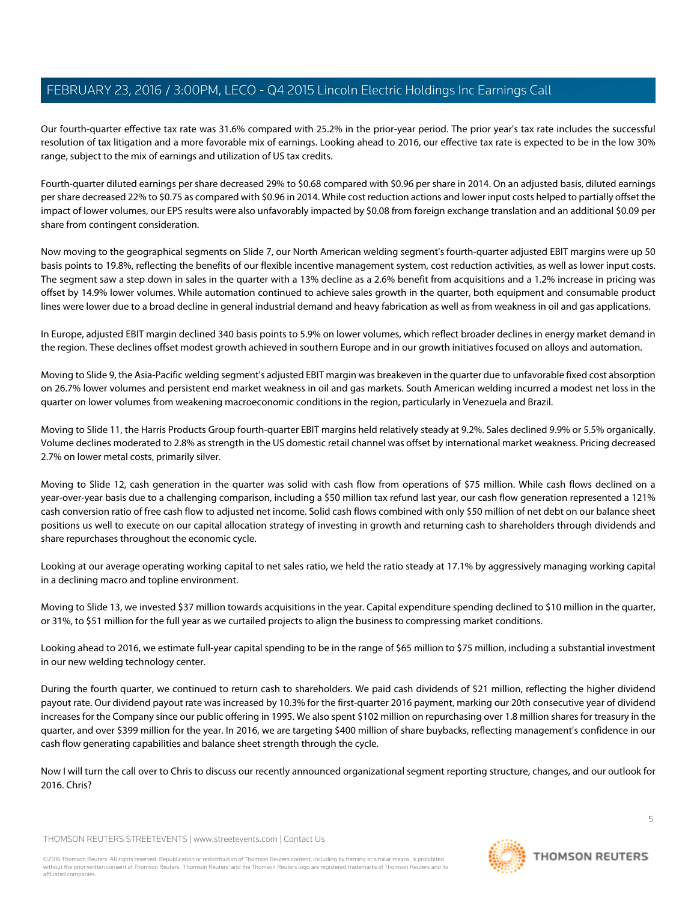Our fourth-quarter effective tax rate was 31.6% compared with 25.2% in the prior-year period. The prior year's tax rate includes the successful resolution of tax litigation and a more favorable mix of earnings. Looking ahead to 2016, our effective tax rate is expected to be in the low 30% range, subject to the mix of earnings and utilization of US tax credits.

Fourth-quarter diluted earnings per share decreased 29% to $0.68 compared with $0.96 per share in 2014. On an adjusted basis, diluted earnings per share decreased 22% to $0.75 as compared with $0.96 in 2014. While cost reduction actions and lower input costs helped to partially offset the impact of lower volumes, our EPS results were also unfavorably impacted by $0.08 from foreign exchange translation and an additional $0.09 per share from contingent consideration.

Now moving to the geographical segments on Slide 7, our North American welding segment's fourth-quarter adjusted EBIT margins were up 50 basis points to 19.8%, reflecting the benefits of our flexible incentive management system, cost reduction activities, as well as lower input costs. The segment saw a step down in sales in the quarter with a 13% decline as a 2.6% benefit from acquisitions and a 1.2% increase in pricing was offset by 14.9% lower volumes. While automation continued to achieve sales growth in the quarter, both equipment and consumable product lines were lower due to a broad decline in general industrial demand and heavy fabrication as well as from weakness in oil and gas applications.

In Europe, adjusted EBIT margin declined 340 basis points to 5.9% on lower volumes, which reflect broader declines in energy market demand in the region. These declines offset modest growth achieved in southern Europe and in our growth initiatives focused on alloys and automation.

Moving to Slide 9, the Asia-Pacific welding segment's adjusted EBIT margin was breakeven in the quarter due to unfavorable fixed cost absorption on 26.7% lower volumes and persistent end market weakness in oil and gas markets. South American welding incurred a modest net loss in the quarter on lower volumes from weakening macroeconomic conditions in the region, particularly in Venezuela and Brazil.

Moving to Slide 11, the Harris Products Group fourth-quarter EBIT margins held relatively steady at 9.2%. Sales declined 9.9% or 5.5% organically. Volume declines moderated to 2.8% as strength in the US domestic retail channel was offset by international market weakness. Pricing decreased 2.7% on lower metal costs, primarily silver.

Moving to Slide 12, cash generation in the quarter was solid with cash flow from operations of $75 million. While cash flows declined on a year-over-year basis due to a challenging comparison, including a $50 million tax refund last year, our cash flow generation represented a 121% cash conversion ratio of free cash flow to adjusted net income. Solid cash flows combined with only $50 million of net debt on our balance sheet positions us well to execute on our capital allocation strategy of investing in growth and returning cash to shareholders through dividends and share repurchases throughout the economic cycle.

Looking at our average operating working capital to net sales ratio, we held the ratio steady at 17.1% by aggressively managing working capital in a declining macro and topline environment.

Moving to Slide 13, we invested $37 million towards acquisitions in the year. Capital expenditure spending declined to $10 million in the quarter, or 31%, to $51 million for the full year as we curtailed projects to align the business to compressing market conditions.

Looking ahead to 2016, we estimate full-year capital spending to be in the range of $65 million to $75 million, including a substantial investment in our new welding technology center.

During the fourth quarter, we continued to return cash to shareholders. We paid cash dividends of $21 million, reflecting the higher dividend payout rate. Our dividend payout rate was increased by 10.3% for the first-quarter 2016 payment, marking our 20th consecutive year of dividend increases for the Company since our public offering in 1995. We also spent $102 million on repurchasing over 1.8 million shares for treasury in the quarter, and over $399 million for the year. In 2016, we are targeting $400 million of share buybacks, reflecting management's confidence in our cash flow generating capabilities and balance sheet strength through the cycle.

Now I will turn the call over to Chris to discuss our recently announced organizational segment reporting structure, changes, and our outlook for 2016. Chris?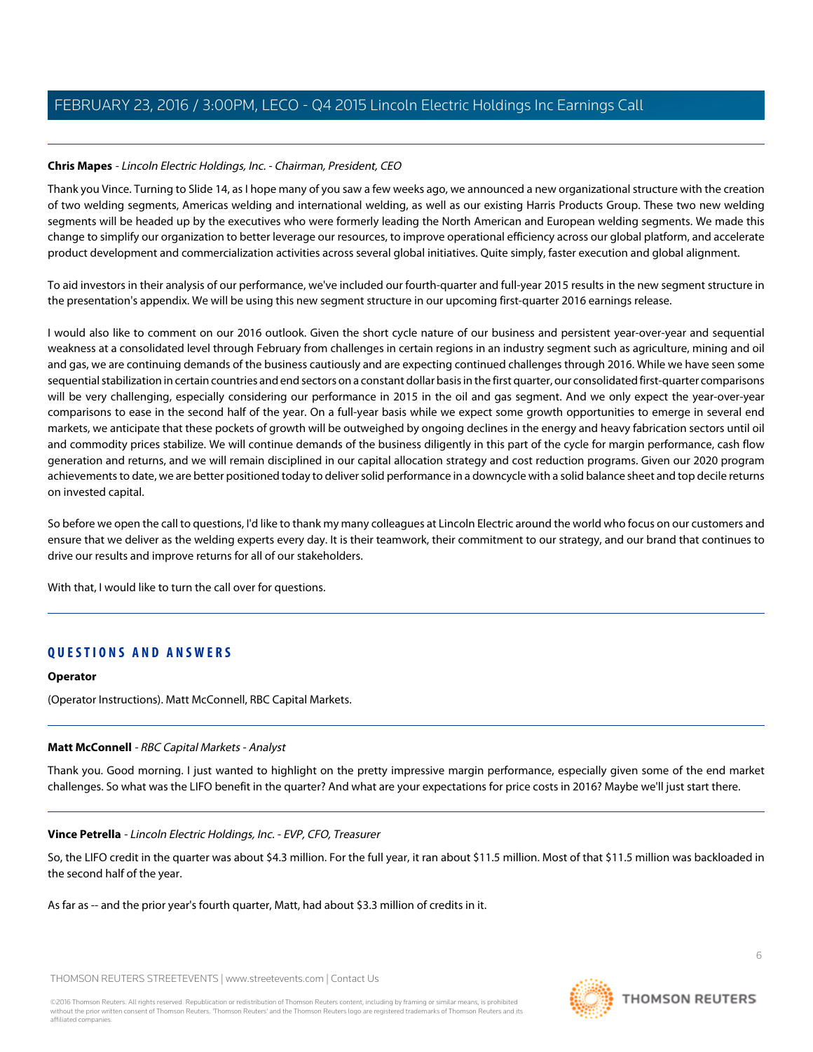**Chris Mapes** - *Lincoln Electric Holdings, Inc. - Chairman, President, CEO*

Thank you Vince. Turning to Slide 14, as I hope many of you saw a few weeks ago, we announced a new organizational structure with the creation of two welding segments, Americas welding and international welding, as well as our existing Harris Products Group. These two new welding segments will be headed up by the executives who were formerly leading the North American and European welding segments. We made this change to simplify our organization to better leverage our resources, to improve operational efficiency across our global platform, and accelerate product development and commercialization activities across several global initiatives. Quite simply, faster execution and global alignment.

To aid investors in their analysis of our performance, we've included our fourth-quarter and full-year 2015 results in the new segment structure in the presentation's appendix. We will be using this new segment structure in our upcoming first-quarter 2016 earnings release.

I would also like to comment on our 2016 outlook. Given the short cycle nature of our business and persistent year-over-year and sequential weakness at a consolidated level through February from challenges in certain regions in an industry segment such as agriculture, mining and oil and gas, we are continuing demands of the business cautiously and are expecting continued challenges through 2016. While we have seen some sequential stabilization in certain countries and end sectors on a constant dollar basis in the first quarter, our consolidated first-quarter comparisons will be very challenging, especially considering our performance in 2015 in the oil and gas segment. And we only expect the year-over-year comparisons to ease in the second half of the year. On a full-year basis while we expect some growth opportunities to emerge in several end markets, we anticipate that these pockets of growth will be outweighed by ongoing declines in the energy and heavy fabrication sectors until oil and commodity prices stabilize. We will continue demands of the business diligently in this part of the cycle for margin performance, cash flow generation and returns, and we will remain disciplined in our capital allocation strategy and cost reduction programs. Given our 2020 program achievements to date, we are better positioned today to deliver solid performance in a downcycle with a solid balance sheet and top decile returns on invested capital.

So before we open the call to questions, I'd like to thank my many colleagues at Lincoln Electric around the world who focus on our customers and ensure that we deliver as the welding experts every day. It is their teamwork, their commitment to our strategy, and our brand that continues to drive our results and improve returns for all of our stakeholders.

With that, I would like to turn the call over for questions.

## QUESTIONS AND ANSWERS

**Operator**

(Operator Instructions). Matt McConnell, RBC Capital Markets.

**Matt McConnell** - *RBC Capital Markets - Analyst*

Thank you. Good morning. I just wanted to highlight on the pretty impressive margin performance, especially given some of the end market challenges. So what was the LIFO benefit in the quarter? And what are your expectations for price costs in 2016? Maybe we'll just start there.

**Vince Petrella** - *Lincoln Electric Holdings, Inc. - EVP, CFO, Treasurer*

So, the LIFO credit in the quarter was about $4.3 million. For the full year, it ran about $11.5 million. Most of that $11.5 million was backloaded in the second half of the year.

As far as -- and the prior year's fourth quarter, Matt, had about $3.3 million of credits in it.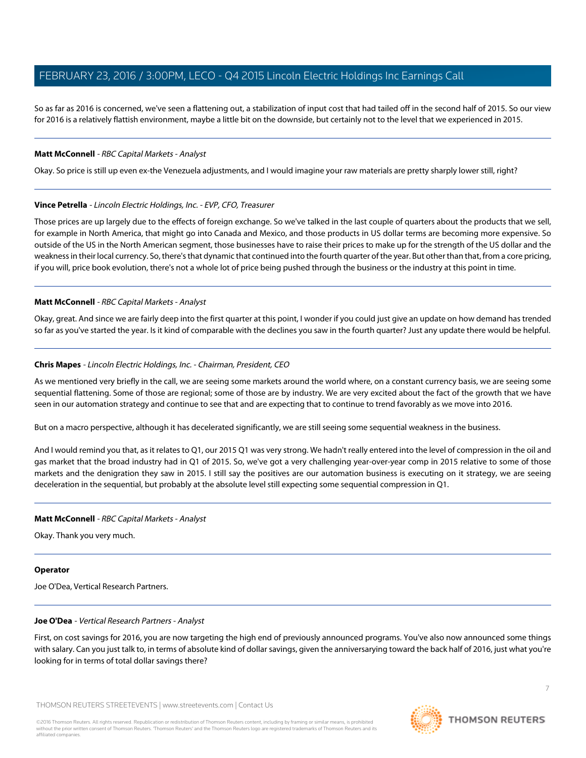So as far as 2016 is concerned, we've seen a flattening out, a stabilization of input cost that had tailed off in the second half of 2015. So our view for 2016 is a relatively flattish environment, maybe a little bit on the downside, but certainly not to the level that we experienced in 2015.

---

**Matt McConnell** - *RBC Capital Markets - Analyst*

Okay. So price is still up even ex-the Venezuela adjustments, and I would imagine your raw materials are pretty sharply lower still, right?

---

**Vince Petrella** - *Lincoln Electric Holdings, Inc. - EVP, CFO, Treasurer*

Those prices are up largely due to the effects of foreign exchange. So we've talked in the last couple of quarters about the products that we sell, for example in North America, that might go into Canada and Mexico, and those products in US dollar terms are becoming more expensive. So outside of the US in the North American segment, those businesses have to raise their prices to make up for the strength of the US dollar and the weakness in their local currency. So, there's that dynamic that continued into the fourth quarter of the year. But other than that, from a core pricing, if you will, price book evolution, there's not a whole lot of price being pushed through the business or the industry at this point in time.

---

**Matt McConnell** - *RBC Capital Markets - Analyst*

Okay, great. And since we are fairly deep into the first quarter at this point, I wonder if you could just give an update on how demand has trended so far as you've started the year. Is it kind of comparable with the declines you saw in the fourth quarter? Just any update there would be helpful.

---

**Chris Mapes** - *Lincoln Electric Holdings, Inc. - Chairman, President, CEO*

As we mentioned very briefly in the call, we are seeing some markets around the world where, on a constant currency basis, we are seeing some sequential flattening. Some of those are regional; some of those are by industry. We are very excited about the fact of the growth that we have seen in our automation strategy and continue to see that and are expecting that to continue to trend favorably as we move into 2016.

But on a macro perspective, although it has decelerated significantly, we are still seeing some sequential weakness in the business.

And I would remind you that, as it relates to Q1, our 2015 Q1 was very strong. We hadn't really entered into the level of compression in the oil and gas market that the broad industry had in Q1 of 2015. So, we've got a very challenging year-over-year comp in 2015 relative to some of those markets and the denigration they saw in 2015. I still say the positives are our automation business is executing on it strategy, we are seeing deceleration in the sequential, but probably at the absolute level still expecting some sequential compression in Q1.

---

**Matt McConnell** - *RBC Capital Markets - Analyst*

Okay. Thank you very much.

---

**Operator**

Joe O'Dea, Vertical Research Partners.

---

**Joe O'Dea** - *Vertical Research Partners - Analyst*

First, on cost savings for 2016, you are now targeting the high end of previously announced programs. You've also now announced some things with salary. Can you just talk to, in terms of absolute kind of dollar savings, given the anniversarying toward the back half of 2016, just what you're looking for in terms of total dollar savings there?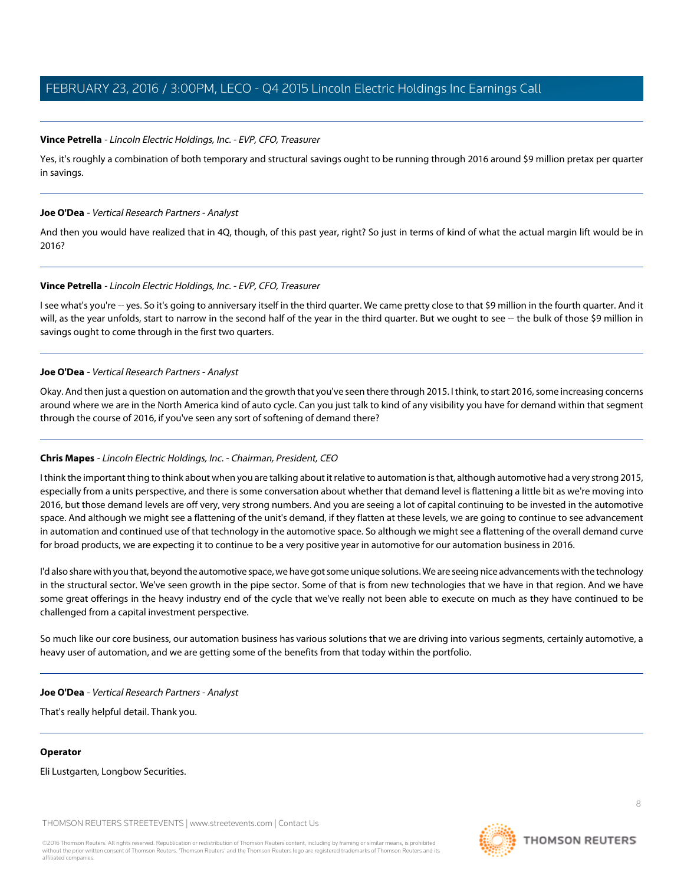**Vince Petrella** - *Lincoln Electric Holdings, Inc. - EVP, CFO, Treasurer*

Yes, it's roughly a combination of both temporary and structural savings ought to be running through 2016 around $9 million pretax per quarter in savings.

---

**Joe O'Dea** - *Vertical Research Partners - Analyst*

And then you would have realized that in 4Q, though, of this past year, right? So just in terms of kind of what the actual margin lift would be in 2016?

---

**Vince Petrella** - *Lincoln Electric Holdings, Inc. - EVP, CFO, Treasurer*

I see what's you're -- yes. So it's going to anniversary itself in the third quarter. We came pretty close to that $9 million in the fourth quarter. And it will, as the year unfolds, start to narrow in the second half of the year in the third quarter. But we ought to see -- the bulk of those $9 million in savings ought to come through in the first two quarters.

---

**Joe O'Dea** - *Vertical Research Partners - Analyst*

Okay. And then just a question on automation and the growth that you've seen there through 2015. I think, to start 2016, some increasing concerns around where we are in the North America kind of auto cycle. Can you just talk to kind of any visibility you have for demand within that segment through the course of 2016, if you've seen any sort of softening of demand there?

---

**Chris Mapes** - *Lincoln Electric Holdings, Inc. - Chairman, President, CEO*

I think the important thing to think about when you are talking about it relative to automation is that, although automotive had a very strong 2015, especially from a units perspective, and there is some conversation about whether that demand level is flattening a little bit as we're moving into 2016, but those demand levels are off very, very strong numbers. And you are seeing a lot of capital continuing to be invested in the automotive space. And although we might see a flattening of the unit's demand, if they flatten at these levels, we are going to continue to see advancement in automation and continued use of that technology in the automotive space. So although we might see a flattening of the overall demand curve for broad products, we are expecting it to continue to be a very positive year in automotive for our automation business in 2016.

I'd also share with you that, beyond the automotive space, we have got some unique solutions. We are seeing nice advancements with the technology in the structural sector. We've seen growth in the pipe sector. Some of that is from new technologies that we have in that region. And we have some great offerings in the heavy industry end of the cycle that we've really not been able to execute on much as they have continued to be challenged from a capital investment perspective.

So much like our core business, our automation business has various solutions that we are driving into various segments, certainly automotive, a heavy user of automation, and we are getting some of the benefits from that today within the portfolio.

---

**Joe O'Dea** - *Vertical Research Partners - Analyst*

That's really helpful detail. Thank you.

---

**Operator**

Eli Lustgarten, Longbow Securities.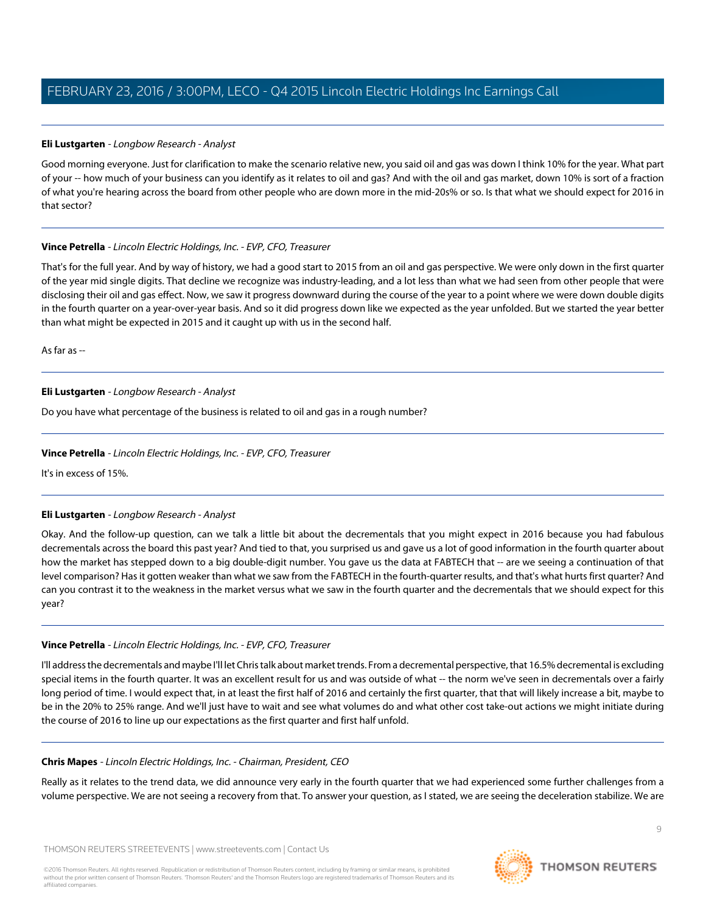**Eli Lustgarten** - *Longbow Research - Analyst*

Good morning everyone. Just for clarification to make the scenario relative new, you said oil and gas was down I think 10% for the year. What part of your -- how much of your business can you identify as it relates to oil and gas? And with the oil and gas market, down 10% is sort of a fraction of what you're hearing across the board from other people who are down more in the mid-20s% or so. Is that what we should expect for 2016 in that sector?

---

**Vince Petrella** - *Lincoln Electric Holdings, Inc. - EVP, CFO, Treasurer*

That's for the full year. And by way of history, we had a good start to 2015 from an oil and gas perspective. We were only down in the first quarter of the year mid single digits. That decline we recognize was industry-leading, and a lot less than what we had seen from other people that were disclosing their oil and gas effect. Now, we saw it progress downward during the course of the year to a point where we were down double digits in the fourth quarter on a year-over-year basis. And so it did progress down like we expected as the year unfolded. But we started the year better than what might be expected in 2015 and it caught up with us in the second half.

As far as --

---

**Eli Lustgarten** - *Longbow Research - Analyst*

Do you have what percentage of the business is related to oil and gas in a rough number?

---

**Vince Petrella** - *Lincoln Electric Holdings, Inc. - EVP, CFO, Treasurer*

It's in excess of 15%.

---

**Eli Lustgarten** - *Longbow Research - Analyst*

Okay. And the follow-up question, can we talk a little bit about the decrementals that you might expect in 2016 because you had fabulous decrementals across the board this past year? And tied to that, you surprised us and gave us a lot of good information in the fourth quarter about how the market has stepped down to a big double-digit number. You gave us the data at FABTECH that -- are we seeing a continuation of that level comparison? Has it gotten weaker than what we saw from the FABTECH in the fourth-quarter results, and that's what hurts first quarter? And can you contrast it to the weakness in the market versus what we saw in the fourth quarter and the decrementals that we should expect for this year?

---

**Vince Petrella** - *Lincoln Electric Holdings, Inc. - EVP, CFO, Treasurer*

I'll address the decrementals and maybe I'll let Chris talk about market trends. From a decremental perspective, that 16.5% decremental is excluding special items in the fourth quarter. It was an excellent result for us and was outside of what -- the norm we've seen in decrementals over a fairly long period of time. I would expect that, in at least the first half of 2016 and certainly the first quarter, that that will likely increase a bit, maybe to be in the 20% to 25% range. And we'll just have to wait and see what volumes do and what other cost take-out actions we might initiate during the course of 2016 to line up our expectations as the first quarter and first half unfold.

---

**Chris Mapes** - *Lincoln Electric Holdings, Inc. - Chairman, President, CEO*

Really as it relates to the trend data, we did announce very early in the fourth quarter that we had experienced some further challenges from a volume perspective. We are not seeing a recovery from that. To answer your question, as I stated, we are seeing the deceleration stabilize. We are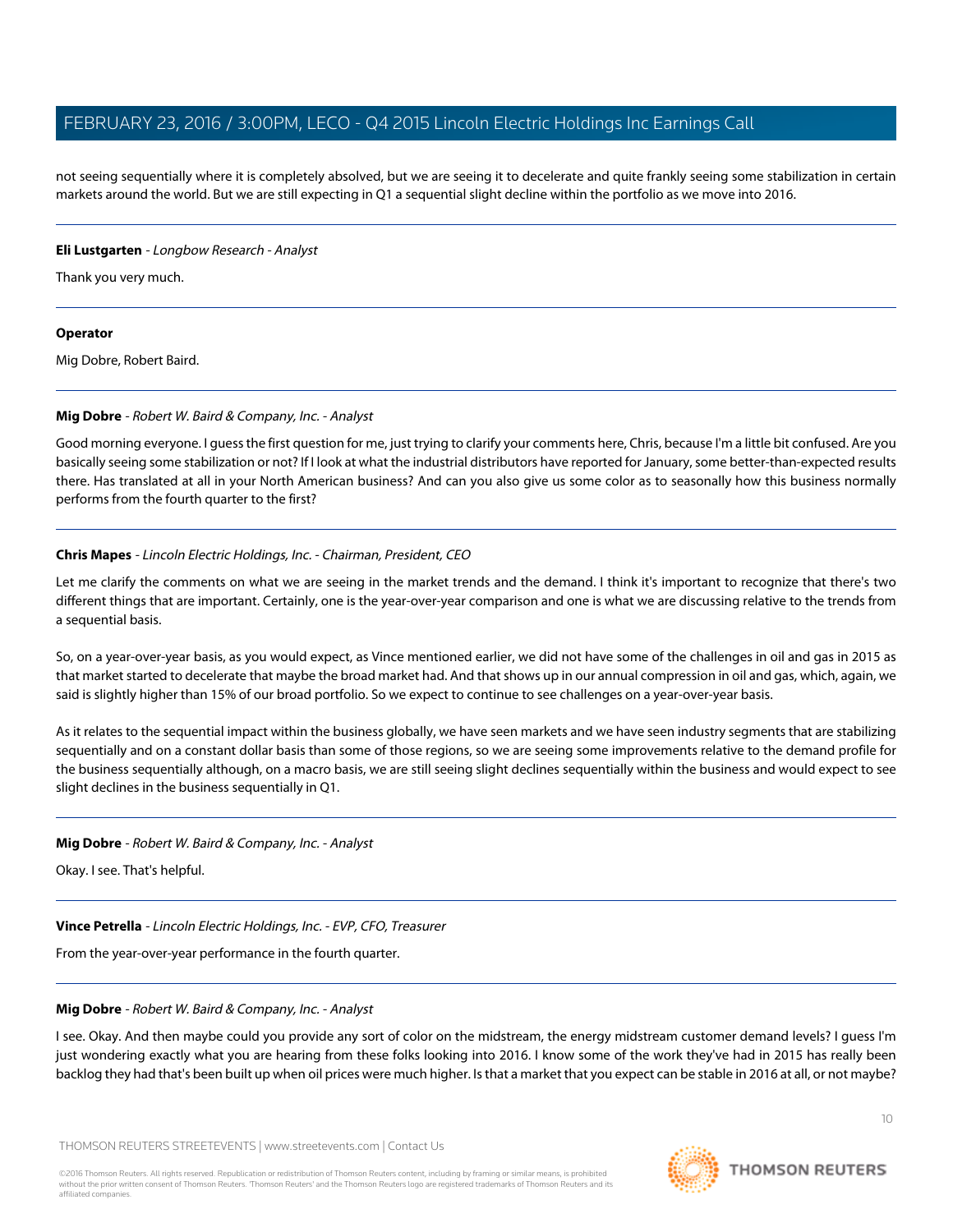not seeing sequentially where it is completely absolved, but we are seeing it to decelerate and quite frankly seeing some stabilization in certain markets around the world. But we are still expecting in Q1 a sequential slight decline within the portfolio as we move into 2016.

---

**Eli Lustgarten** - *Longbow Research - Analyst*

Thank you very much.

---

**Operator**

Mig Dobre, Robert Baird.

---

**Mig Dobre** - *Robert W. Baird & Company, Inc. - Analyst*

Good morning everyone. I guess the first question for me, just trying to clarify your comments here, Chris, because I'm a little bit confused. Are you basically seeing some stabilization or not? If I look at what the industrial distributors have reported for January, some better-than-expected results there. Has translated at all in your North American business? And can you also give us some color as to seasonally how this business normally performs from the fourth quarter to the first?

---

**Chris Mapes** - *Lincoln Electric Holdings, Inc. - Chairman, President, CEO*

Let me clarify the comments on what we are seeing in the market trends and the demand. I think it's important to recognize that there's two different things that are important. Certainly, one is the year-over-year comparison and one is what we are discussing relative to the trends from a sequential basis.

So, on a year-over-year basis, as you would expect, as Vince mentioned earlier, we did not have some of the challenges in oil and gas in 2015 as that market started to decelerate that maybe the broad market had. And that shows up in our annual compression in oil and gas, which, again, we said is slightly higher than 15% of our broad portfolio. So we expect to continue to see challenges on a year-over-year basis.

As it relates to the sequential impact within the business globally, we have seen markets and we have seen industry segments that are stabilizing sequentially and on a constant dollar basis than some of those regions, so we are seeing some improvements relative to the demand profile for the business sequentially although, on a macro basis, we are still seeing slight declines sequentially within the business and would expect to see slight declines in the business sequentially in Q1.

---

**Mig Dobre** - *Robert W. Baird & Company, Inc. - Analyst*

Okay. I see. That's helpful.

---

**Vince Petrella** - *Lincoln Electric Holdings, Inc. - EVP, CFO, Treasurer*

From the year-over-year performance in the fourth quarter.

---

**Mig Dobre** - *Robert W. Baird & Company, Inc. - Analyst*

I see. Okay. And then maybe could you provide any sort of color on the midstream, the energy midstream customer demand levels? I guess I'm just wondering exactly what you are hearing from these folks looking into 2016. I know some of the work they've had in 2015 has really been backlog they had that's been built up when oil prices were much higher. Is that a market that you expect can be stable in 2016 at all, or not maybe?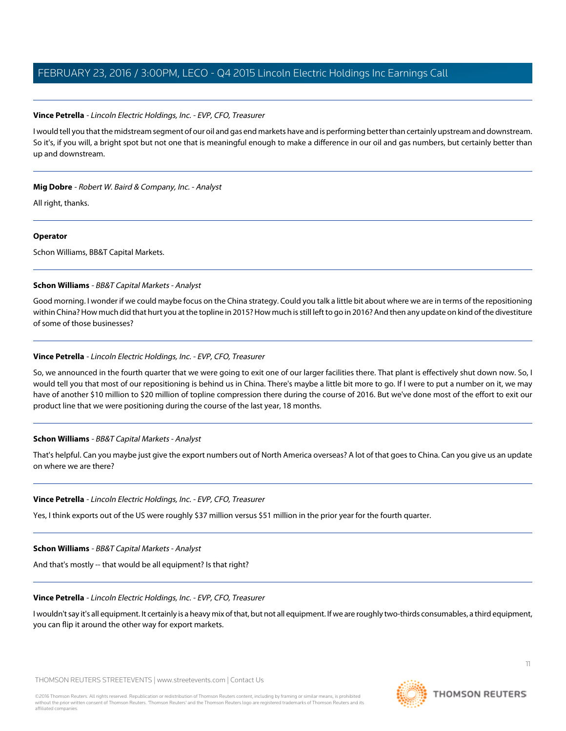**Vince Petrella** - *Lincoln Electric Holdings, Inc. - EVP, CFO, Treasurer*

I would tell you that the midstream segment of our oil and gas end markets have and is performing better than certainly upstream and downstream. So it's, if you will, a bright spot but not one that is meaningful enough to make a difference in our oil and gas numbers, but certainly better than up and downstream.

---

**Mig Dobre** - *Robert W. Baird & Company, Inc. - Analyst*

All right, thanks.

---

**Operator**

Schon Williams, BB&T Capital Markets.

---

**Schon Williams** - *BB&T Capital Markets - Analyst*

Good morning. I wonder if we could maybe focus on the China strategy. Could you talk a little bit about where we are in terms of the repositioning within China? How much did that hurt you at the topline in 2015? How much is still left to go in 2016? And then any update on kind of the divestiture of some of those businesses?

---

**Vince Petrella** - *Lincoln Electric Holdings, Inc. - EVP, CFO, Treasurer*

So, we announced in the fourth quarter that we were going to exit one of our larger facilities there. That plant is effectively shut down now. So, I would tell you that most of our repositioning is behind us in China. There's maybe a little bit more to go. If I were to put a number on it, we may have of another $10 million to $20 million of topline compression there during the course of 2016. But we've done most of the effort to exit our product line that we were positioning during the course of the last year, 18 months.

---

**Schon Williams** - *BB&T Capital Markets - Analyst*

That's helpful. Can you maybe just give the export numbers out of North America overseas? A lot of that goes to China. Can you give us an update on where we are there?

---

**Vince Petrella** - *Lincoln Electric Holdings, Inc. - EVP, CFO, Treasurer*

Yes, I think exports out of the US were roughly $37 million versus $51 million in the prior year for the fourth quarter.

---

**Schon Williams** - *BB&T Capital Markets - Analyst*

And that's mostly -- that would be all equipment? Is that right?

---

**Vince Petrella** - *Lincoln Electric Holdings, Inc. - EVP, CFO, Treasurer*

I wouldn't say it's all equipment. It certainly is a heavy mix of that, but not all equipment. If we are roughly two-thirds consumables, a third equipment, you can flip it around the other way for export markets.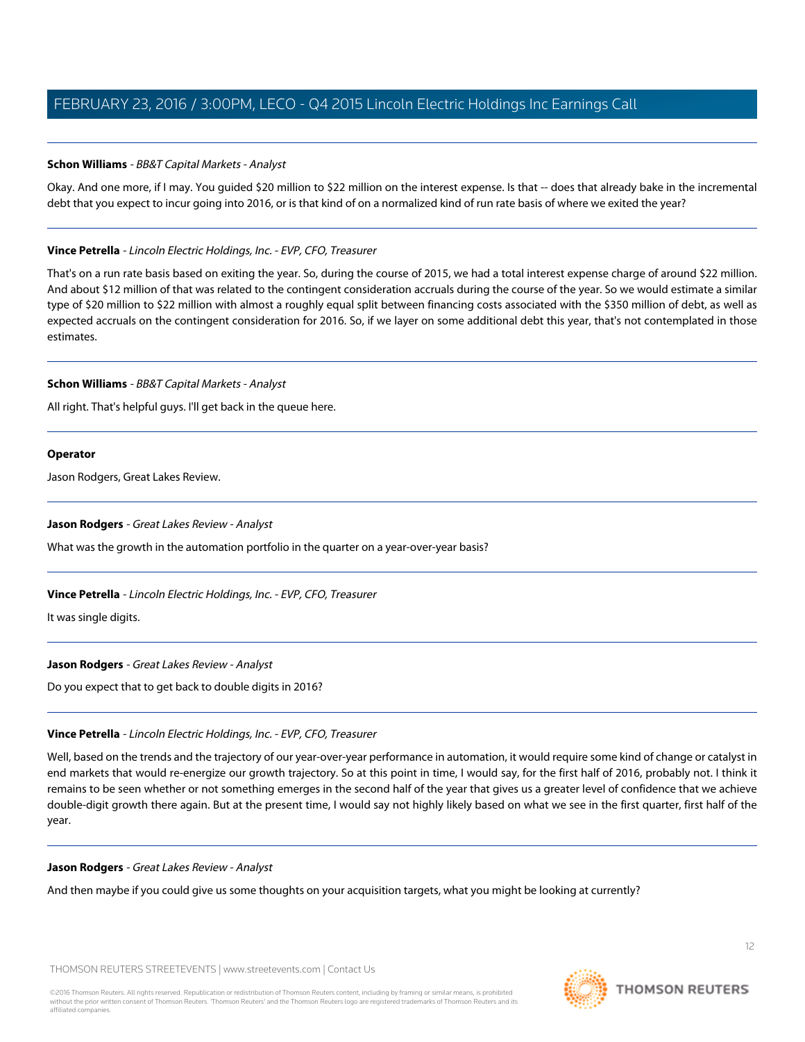**Schon Williams** - *BB&T Capital Markets - Analyst*

Okay. And one more, if I may. You guided $20 million to $22 million on the interest expense. Is that -- does that already bake in the incremental debt that you expect to incur going into 2016, or is that kind of on a normalized kind of run rate basis of where we exited the year?

---

**Vince Petrella** - *Lincoln Electric Holdings, Inc. - EVP, CFO, Treasurer*

That's on a run rate basis based on exiting the year. So, during the course of 2015, we had a total interest expense charge of around $22 million. And about $12 million of that was related to the contingent consideration accruals during the course of the year. So we would estimate a similar type of $20 million to $22 million with almost a roughly equal split between financing costs associated with the $350 million of debt, as well as expected accruals on the contingent consideration for 2016. So, if we layer on some additional debt this year, that's not contemplated in those estimates.

---

**Schon Williams** - *BB&T Capital Markets - Analyst*

All right. That's helpful guys. I'll get back in the queue here.

---

**Operator**

Jason Rodgers, Great Lakes Review.

---

**Jason Rodgers** - *Great Lakes Review - Analyst*

What was the growth in the automation portfolio in the quarter on a year-over-year basis?

---

**Vince Petrella** - *Lincoln Electric Holdings, Inc. - EVP, CFO, Treasurer*

It was single digits.

---

**Jason Rodgers** - *Great Lakes Review - Analyst*

Do you expect that to get back to double digits in 2016?

---

**Vince Petrella** - *Lincoln Electric Holdings, Inc. - EVP, CFO, Treasurer*

Well, based on the trends and the trajectory of our year-over-year performance in automation, it would require some kind of change or catalyst in end markets that would re-energize our growth trajectory. So at this point in time, I would say, for the first half of 2016, probably not. I think it remains to be seen whether or not something emerges in the second half of the year that gives us a greater level of confidence that we achieve double-digit growth there again. But at the present time, I would say not highly likely based on what we see in the first quarter, first half of the year.

---

**Jason Rodgers** - *Great Lakes Review - Analyst*

And then maybe if you could give us some thoughts on your acquisition targets, what you might be looking at currently?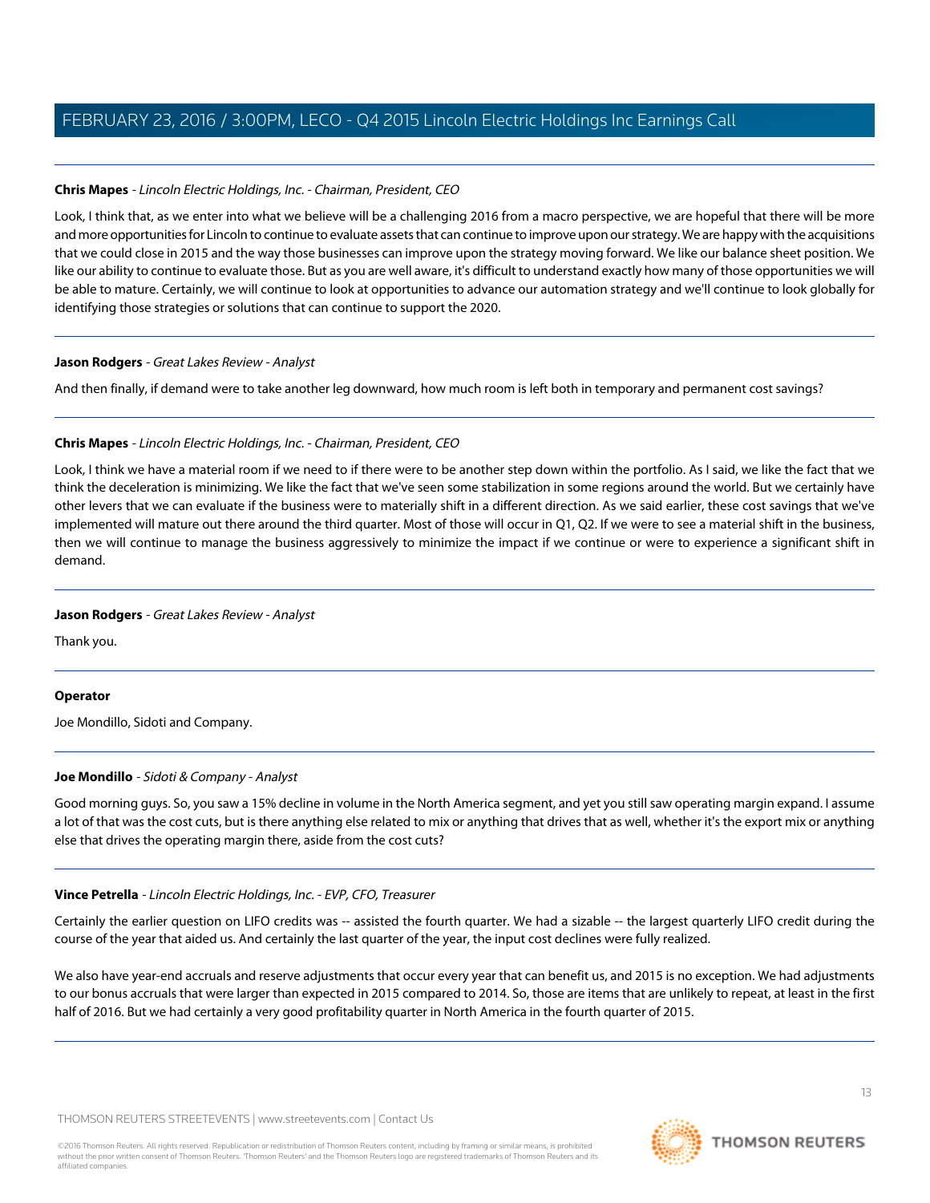**Chris Mapes** - *Lincoln Electric Holdings, Inc. - Chairman, President, CEO*

Look, I think that, as we enter into what we believe will be a challenging 2016 from a macro perspective, we are hopeful that there will be more and more opportunities for Lincoln to continue to evaluate assets that can continue to improve upon our strategy. We are happy with the acquisitions that we could close in 2015 and the way those businesses can improve upon the strategy moving forward. We like our balance sheet position. We like our ability to continue to evaluate those. But as you are well aware, it's difficult to understand exactly how many of those opportunities we will be able to mature. Certainly, we will continue to look at opportunities to advance our automation strategy and we'll continue to look globally for identifying those strategies or solutions that can continue to support the 2020.

---

**Jason Rodgers** - *Great Lakes Review - Analyst*

And then finally, if demand were to take another leg downward, how much room is left both in temporary and permanent cost savings?

---

**Chris Mapes** - *Lincoln Electric Holdings, Inc. - Chairman, President, CEO*

Look, I think we have a material room if we need to if there were to be another step down within the portfolio. As I said, we like the fact that we think the deceleration is minimizing. We like the fact that we've seen some stabilization in some regions around the world. But we certainly have other levers that we can evaluate if the business were to materially shift in a different direction. As we said earlier, these cost savings that we've implemented will mature out there around the third quarter. Most of those will occur in Q1, Q2. If we were to see a material shift in the business, then we will continue to manage the business aggressively to minimize the impact if we continue or were to experience a significant shift in demand.

---

**Jason Rodgers** - *Great Lakes Review - Analyst*

Thank you.

---

**Operator**

Joe Mondillo, Sidoti and Company.

---

**Joe Mondillo** - *Sidoti & Company - Analyst*

Good morning guys. So, you saw a 15% decline in volume in the North America segment, and yet you still saw operating margin expand. I assume a lot of that was the cost cuts, but is there anything else related to mix or anything that drives that as well, whether it's the export mix or anything else that drives the operating margin there, aside from the cost cuts?

---

**Vince Petrella** - *Lincoln Electric Holdings, Inc. - EVP, CFO, Treasurer*

Certainly the earlier question on LIFO credits was -- assisted the fourth quarter. We had a sizable -- the largest quarterly LIFO credit during the course of the year that aided us. And certainly the last quarter of the year, the input cost declines were fully realized.

We also have year-end accruals and reserve adjustments that occur every year that can benefit us, and 2015 is no exception. We had adjustments to our bonus accruals that were larger than expected in 2015 compared to 2014. So, those are items that are unlikely to repeat, at least in the first half of 2016. But we had certainly a very good profitability quarter in North America in the fourth quarter of 2015.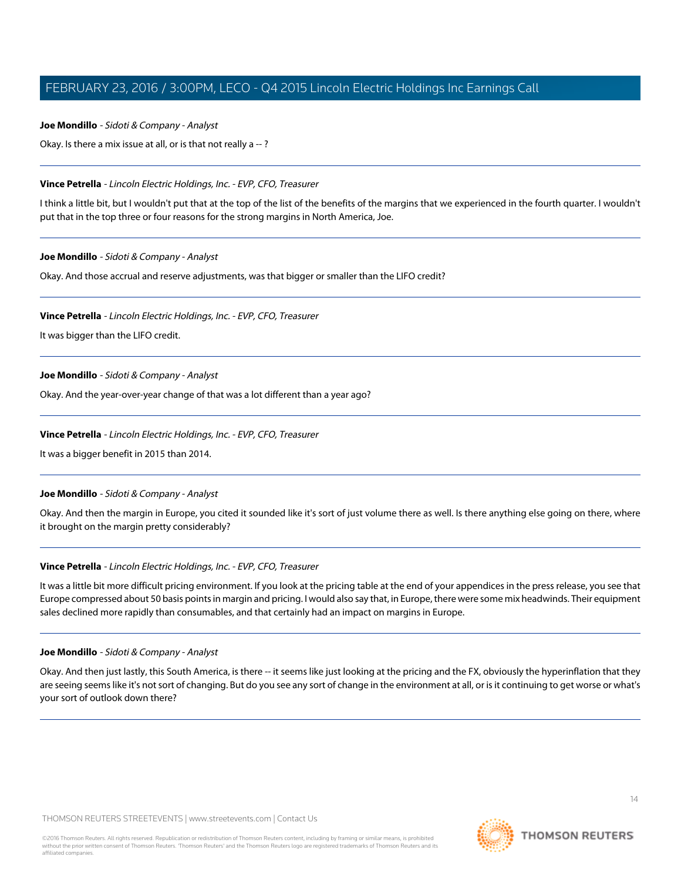**Joe Mondillo** - *Sidoti & Company - Analyst*

Okay. Is there a mix issue at all, or is that not really a -- ?

---

**Vince Petrella** - *Lincoln Electric Holdings, Inc. - EVP, CFO, Treasurer*

I think a little bit, but I wouldn't put that at the top of the list of the benefits of the margins that we experienced in the fourth quarter. I wouldn't put that in the top three or four reasons for the strong margins in North America, Joe.

---

**Joe Mondillo** - *Sidoti & Company - Analyst*

Okay. And those accrual and reserve adjustments, was that bigger or smaller than the LIFO credit?

---

**Vince Petrella** - *Lincoln Electric Holdings, Inc. - EVP, CFO, Treasurer*

It was bigger than the LIFO credit.

---

**Joe Mondillo** - *Sidoti & Company - Analyst*

Okay. And the year-over-year change of that was a lot different than a year ago?

---

**Vince Petrella** - *Lincoln Electric Holdings, Inc. - EVP, CFO, Treasurer*

It was a bigger benefit in 2015 than 2014.

---

**Joe Mondillo** - *Sidoti & Company - Analyst*

Okay. And then the margin in Europe, you cited it sounded like it's sort of just volume there as well. Is there anything else going on there, where it brought on the margin pretty considerably?

---

**Vince Petrella** - *Lincoln Electric Holdings, Inc. - EVP, CFO, Treasurer*

It was a little bit more difficult pricing environment. If you look at the pricing table at the end of your appendices in the press release, you see that Europe compressed about 50 basis points in margin and pricing. I would also say that, in Europe, there were some mix headwinds. Their equipment sales declined more rapidly than consumables, and that certainly had an impact on margins in Europe.

---

**Joe Mondillo** - *Sidoti & Company - Analyst*

Okay. And then just lastly, this South America, is there -- it seems like just looking at the pricing and the FX, obviously the hyperinflation that they are seeing seems like it's not sort of changing. But do you see any sort of change in the environment at all, or is it continuing to get worse or what's your sort of outlook down there?

---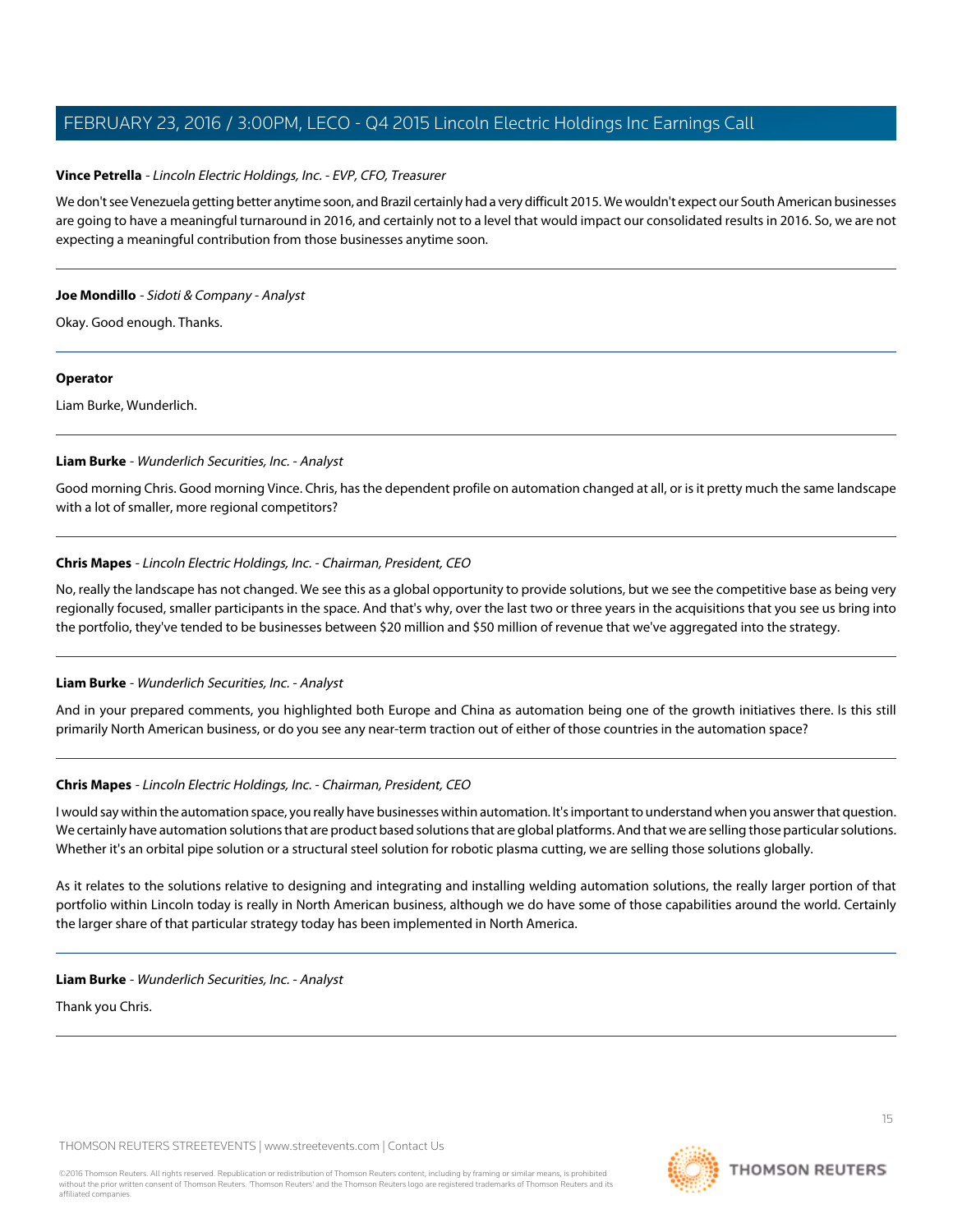**Vince Petrella** - *Lincoln Electric Holdings, Inc. - EVP, CFO, Treasurer*

We don't see Venezuela getting better anytime soon, and Brazil certainly had a very difficult 2015. We wouldn't expect our South American businesses are going to have a meaningful turnaround in 2016, and certainly not to a level that would impact our consolidated results in 2016. So, we are not expecting a meaningful contribution from those businesses anytime soon.

---

**Joe Mondillo** - *Sidoti & Company - Analyst*

Okay. Good enough. Thanks.

---

**Operator**

Liam Burke, Wunderlich.

---

**Liam Burke** - *Wunderlich Securities, Inc. - Analyst*

Good morning Chris. Good morning Vince. Chris, has the dependent profile on automation changed at all, or is it pretty much the same landscape with a lot of smaller, more regional competitors?

---

**Chris Mapes** - *Lincoln Electric Holdings, Inc. - Chairman, President, CEO*

No, really the landscape has not changed. We see this as a global opportunity to provide solutions, but we see the competitive base as being very regionally focused, smaller participants in the space. And that's why, over the last two or three years in the acquisitions that you see us bring into the portfolio, they've tended to be businesses between $20 million and $50 million of revenue that we've aggregated into the strategy.

---

**Liam Burke** - *Wunderlich Securities, Inc. - Analyst*

And in your prepared comments, you highlighted both Europe and China as automation being one of the growth initiatives there. Is this still primarily North American business, or do you see any near-term traction out of either of those countries in the automation space?

---

**Chris Mapes** - *Lincoln Electric Holdings, Inc. - Chairman, President, CEO*

I would say within the automation space, you really have businesses within automation. It's important to understand when you answer that question. We certainly have automation solutions that are product based solutions that are global platforms. And that we are selling those particular solutions. Whether it's an orbital pipe solution or a structural steel solution for robotic plasma cutting, we are selling those solutions globally.

As it relates to the solutions relative to designing and integrating and installing welding automation solutions, the really larger portion of that portfolio within Lincoln today is really in North American business, although we do have some of those capabilities around the world. Certainly the larger share of that particular strategy today has been implemented in North America.

---

**Liam Burke** - *Wunderlich Securities, Inc. - Analyst*

Thank you Chris.

---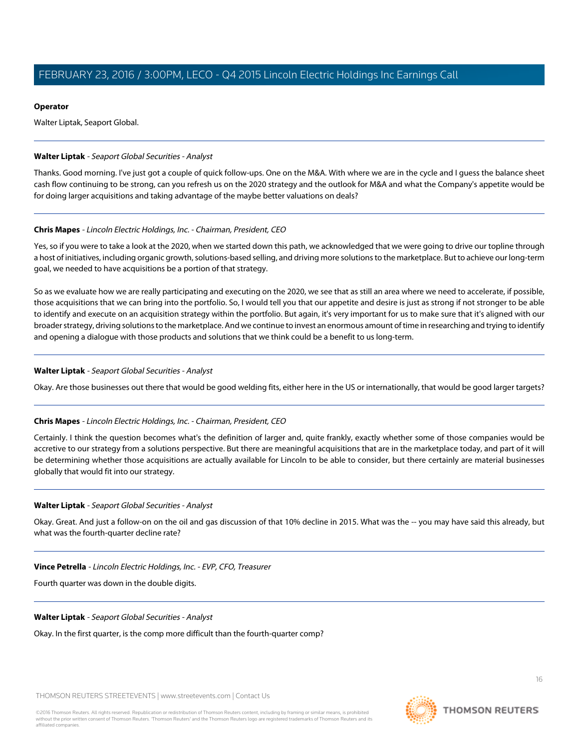**Operator**

Walter Liptak, Seaport Global.

---

**Walter Liptak** - *Seaport Global Securities - Analyst*

Thanks. Good morning. I've just got a couple of quick follow-ups. One on the M&A. With where we are in the cycle and I guess the balance sheet cash flow continuing to be strong, can you refresh us on the 2020 strategy and the outlook for M&A and what the Company's appetite would be for doing larger acquisitions and taking advantage of the maybe better valuations on deals?

---

**Chris Mapes** - *Lincoln Electric Holdings, Inc. - Chairman, President, CEO*

Yes, so if you were to take a look at the 2020, when we started down this path, we acknowledged that we were going to drive our topline through a host of initiatives, including organic growth, solutions-based selling, and driving more solutions to the marketplace. But to achieve our long-term goal, we needed to have acquisitions be a portion of that strategy.

So as we evaluate how we are really participating and executing on the 2020, we see that as still an area where we need to accelerate, if possible, those acquisitions that we can bring into the portfolio. So, I would tell you that our appetite and desire is just as strong if not stronger to be able to identify and execute on an acquisition strategy within the portfolio. But again, it's very important for us to make sure that it's aligned with our broader strategy, driving solutions to the marketplace. And we continue to invest an enormous amount of time in researching and trying to identify and opening a dialogue with those products and solutions that we think could be a benefit to us long-term.

---

**Walter Liptak** - *Seaport Global Securities - Analyst*

Okay. Are those businesses out there that would be good welding fits, either here in the US or internationally, that would be good larger targets?

---

**Chris Mapes** - *Lincoln Electric Holdings, Inc. - Chairman, President, CEO*

Certainly. I think the question becomes what's the definition of larger and, quite frankly, exactly whether some of those companies would be accretive to our strategy from a solutions perspective. But there are meaningful acquisitions that are in the marketplace today, and part of it will be determining whether those acquisitions are actually available for Lincoln to be able to consider, but there certainly are material businesses globally that would fit into our strategy.

---

**Walter Liptak** - *Seaport Global Securities - Analyst*

Okay. Great. And just a follow-on on the oil and gas discussion of that 10% decline in 2015. What was the -- you may have said this already, but what was the fourth-quarter decline rate?

---

**Vince Petrella** - *Lincoln Electric Holdings, Inc. - EVP, CFO, Treasurer*

Fourth quarter was down in the double digits.

---

**Walter Liptak** - *Seaport Global Securities - Analyst*

Okay. In the first quarter, is the comp more difficult than the fourth-quarter comp?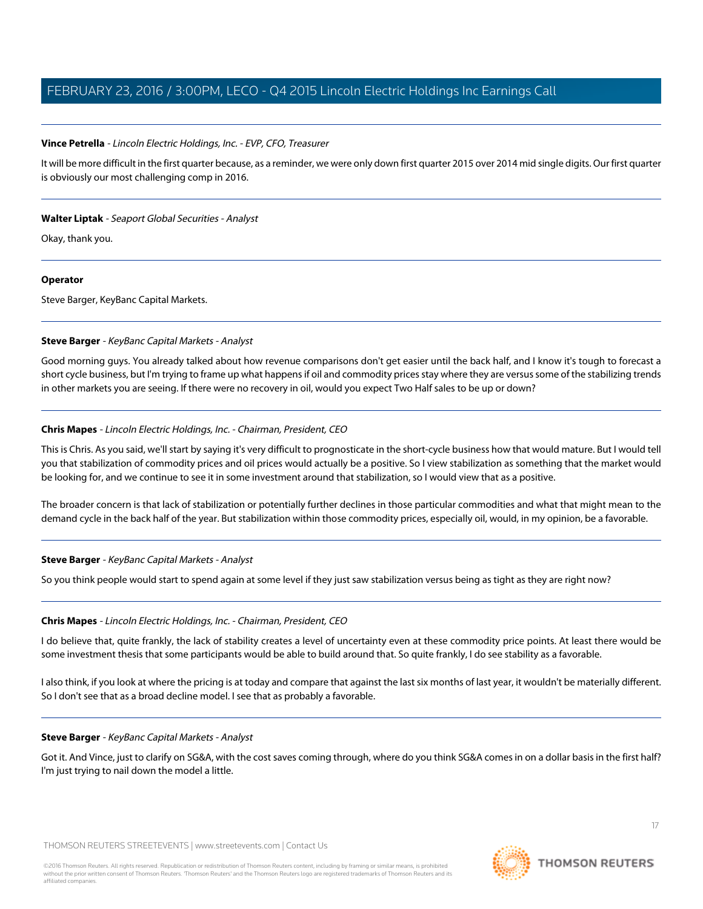**Vince Petrella** - *Lincoln Electric Holdings, Inc. - EVP, CFO, Treasurer*

It will be more difficult in the first quarter because, as a reminder, we were only down first quarter 2015 over 2014 mid single digits. Our first quarter is obviously our most challenging comp in 2016.

---

**Walter Liptak** - *Seaport Global Securities - Analyst*

Okay, thank you.

---

**Operator**

Steve Barger, KeyBanc Capital Markets.

---

**Steve Barger** - *KeyBanc Capital Markets - Analyst*

Good morning guys. You already talked about how revenue comparisons don't get easier until the back half, and I know it's tough to forecast a short cycle business, but I'm trying to frame up what happens if oil and commodity prices stay where they are versus some of the stabilizing trends in other markets you are seeing. If there were no recovery in oil, would you expect Two Half sales to be up or down?

---

**Chris Mapes** - *Lincoln Electric Holdings, Inc. - Chairman, President, CEO*

This is Chris. As you said, we'll start by saying it's very difficult to prognosticate in the short-cycle business how that would mature. But I would tell you that stabilization of commodity prices and oil prices would actually be a positive. So I view stabilization as something that the market would be looking for, and we continue to see it in some investment around that stabilization, so I would view that as a positive.

The broader concern is that lack of stabilization or potentially further declines in those particular commodities and what that might mean to the demand cycle in the back half of the year. But stabilization within those commodity prices, especially oil, would, in my opinion, be a favorable.

---

**Steve Barger** - *KeyBanc Capital Markets - Analyst*

So you think people would start to spend again at some level if they just saw stabilization versus being as tight as they are right now?

---

**Chris Mapes** - *Lincoln Electric Holdings, Inc. - Chairman, President, CEO*

I do believe that, quite frankly, the lack of stability creates a level of uncertainty even at these commodity price points. At least there would be some investment thesis that some participants would be able to build around that. So quite frankly, I do see stability as a favorable.

I also think, if you look at where the pricing is at today and compare that against the last six months of last year, it wouldn't be materially different. So I don't see that as a broad decline model. I see that as probably a favorable.

---

**Steve Barger** - *KeyBanc Capital Markets - Analyst*

Got it. And Vince, just to clarify on SG&A, with the cost saves coming through, where do you think SG&A comes in on a dollar basis in the first half? I'm just trying to nail down the model a little.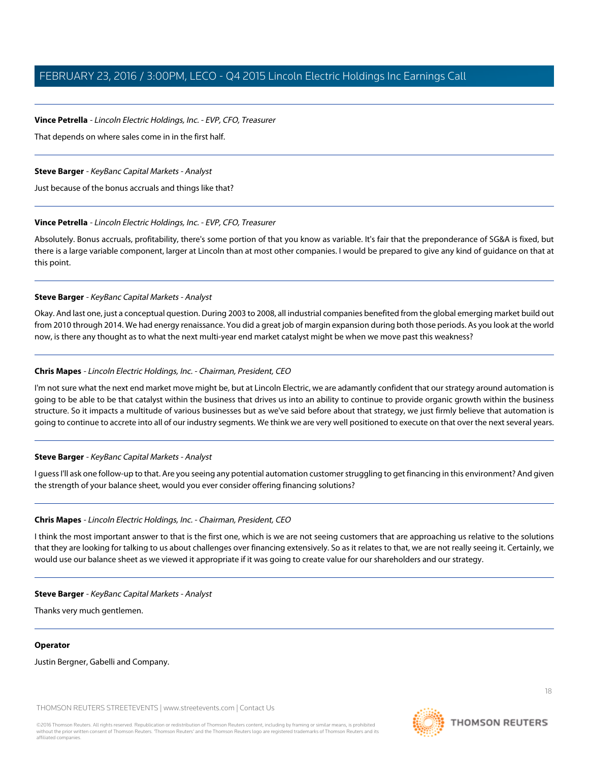**Vince Petrella** - *Lincoln Electric Holdings, Inc. - EVP, CFO, Treasurer*

That depends on where sales come in in the first half.

---

**Steve Barger** - *KeyBanc Capital Markets - Analyst*

Just because of the bonus accruals and things like that?

---

**Vince Petrella** - *Lincoln Electric Holdings, Inc. - EVP, CFO, Treasurer*

Absolutely. Bonus accruals, profitability, there's some portion of that you know as variable. It's fair that the preponderance of SG&A is fixed, but there is a large variable component, larger at Lincoln than at most other companies. I would be prepared to give any kind of guidance on that at this point.

---

**Steve Barger** - *KeyBanc Capital Markets - Analyst*

Okay. And last one, just a conceptual question. During 2003 to 2008, all industrial companies benefited from the global emerging market build out from 2010 through 2014. We had energy renaissance. You did a great job of margin expansion during both those periods. As you look at the world now, is there any thought as to what the next multi-year end market catalyst might be when we move past this weakness?

---

**Chris Mapes** - *Lincoln Electric Holdings, Inc. - Chairman, President, CEO*

I'm not sure what the next end market move might be, but at Lincoln Electric, we are adamantly confident that our strategy around automation is going to be able to be that catalyst within the business that drives us into an ability to continue to provide organic growth within the business structure. So it impacts a multitude of various businesses but as we've said before about that strategy, we just firmly believe that automation is going to continue to accrete into all of our industry segments. We think we are very well positioned to execute on that over the next several years.

---

**Steve Barger** - *KeyBanc Capital Markets - Analyst*

I guess I'll ask one follow-up to that. Are you seeing any potential automation customer struggling to get financing in this environment? And given the strength of your balance sheet, would you ever consider offering financing solutions?

---

**Chris Mapes** - *Lincoln Electric Holdings, Inc. - Chairman, President, CEO*

I think the most important answer to that is the first one, which is we are not seeing customers that are approaching us relative to the solutions that they are looking for talking to us about challenges over financing extensively. So as it relates to that, we are not really seeing it. Certainly, we would use our balance sheet as we viewed it appropriate if it was going to create value for our shareholders and our strategy.

---

**Steve Barger** - *KeyBanc Capital Markets - Analyst*

Thanks very much gentlemen.

---

**Operator**

Justin Bergner, Gabelli and Company.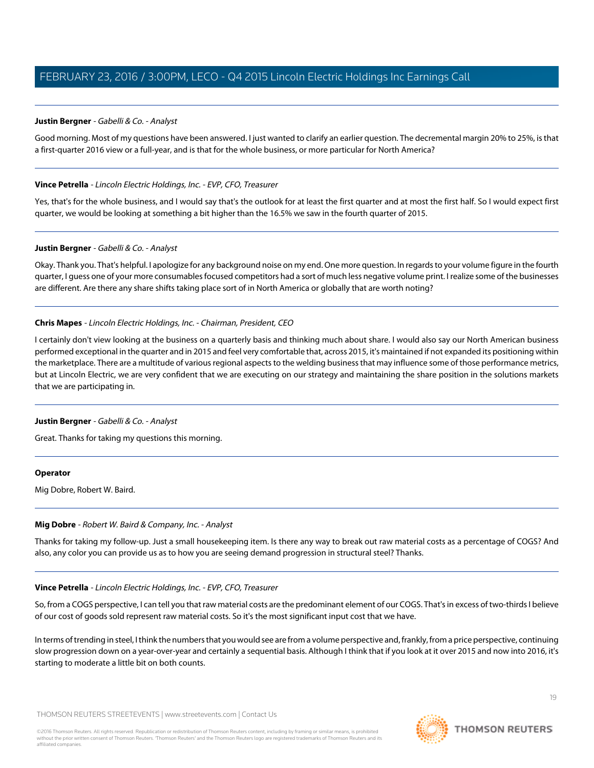**Justin Bergner** - *Gabelli & Co. - Analyst*

Good morning. Most of my questions have been answered. I just wanted to clarify an earlier question. The decremental margin 20% to 25%, is that a first-quarter 2016 view or a full-year, and is that for the whole business, or more particular for North America?

---

**Vince Petrella** - *Lincoln Electric Holdings, Inc. - EVP, CFO, Treasurer*

Yes, that's for the whole business, and I would say that's the outlook for at least the first quarter and at most the first half. So I would expect first quarter, we would be looking at something a bit higher than the 16.5% we saw in the fourth quarter of 2015.

---

**Justin Bergner** - *Gabelli & Co. - Analyst*

Okay. Thank you. That's helpful. I apologize for any background noise on my end. One more question. In regards to your volume figure in the fourth quarter, I guess one of your more consumables focused competitors had a sort of much less negative volume print. I realize some of the businesses are different. Are there any share shifts taking place sort of in North America or globally that are worth noting?

---

**Chris Mapes** - *Lincoln Electric Holdings, Inc. - Chairman, President, CEO*

I certainly don't view looking at the business on a quarterly basis and thinking much about share. I would also say our North American business performed exceptional in the quarter and in 2015 and feel very comfortable that, across 2015, it's maintained if not expanded its positioning within the marketplace. There are a multitude of various regional aspects to the welding business that may influence some of those performance metrics, but at Lincoln Electric, we are very confident that we are executing on our strategy and maintaining the share position in the solutions markets that we are participating in.

---

**Justin Bergner** - *Gabelli & Co. - Analyst*

Great. Thanks for taking my questions this morning.

---

**Operator**

Mig Dobre, Robert W. Baird.

---

**Mig Dobre** - *Robert W. Baird & Company, Inc. - Analyst*

Thanks for taking my follow-up. Just a small housekeeping item. Is there any way to break out raw material costs as a percentage of COGS? And also, any color you can provide us as to how you are seeing demand progression in structural steel? Thanks.

---

**Vince Petrella** - *Lincoln Electric Holdings, Inc. - EVP, CFO, Treasurer*

So, from a COGS perspective, I can tell you that raw material costs are the predominant element of our COGS. That's in excess of two-thirds I believe of our cost of goods sold represent raw material costs. So it's the most significant input cost that we have.

In terms of trending in steel, I think the numbers that you would see are from a volume perspective and, frankly, from a price perspective, continuing slow progression down on a year-over-year and certainly a sequential basis. Although I think that if you look at it over 2015 and now into 2016, it's starting to moderate a little bit on both counts.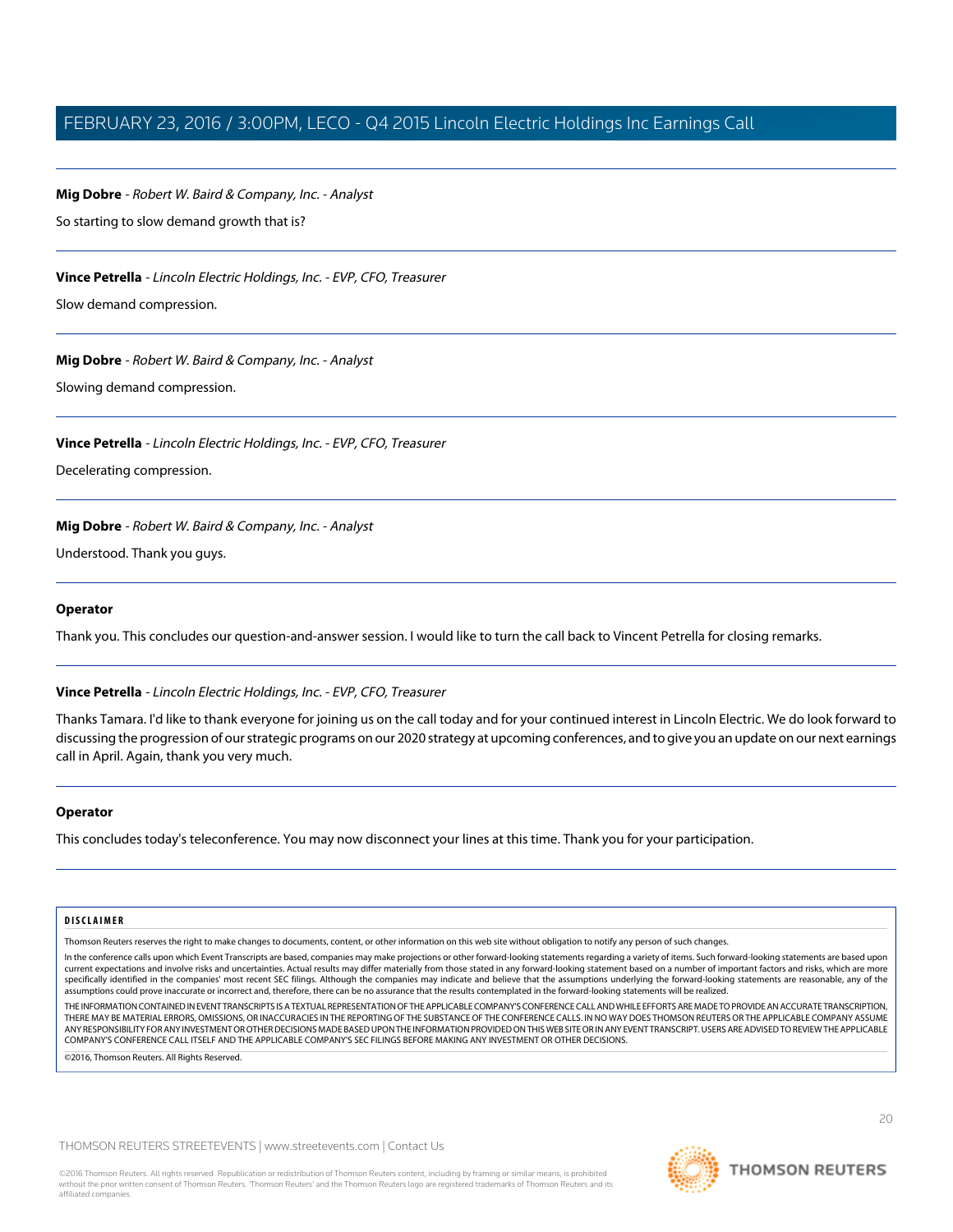**Mig Dobre** - *Robert W. Baird & Company, Inc. - Analyst*

So starting to slow demand growth that is?

---

**Vince Petrella** - *Lincoln Electric Holdings, Inc. - EVP, CFO, Treasurer*

Slow demand compression.

---

**Mig Dobre** - *Robert W. Baird & Company, Inc. - Analyst*

Slowing demand compression.

---

**Vince Petrella** - *Lincoln Electric Holdings, Inc. - EVP, CFO, Treasurer*

Decelerating compression.

---

**Mig Dobre** - *Robert W. Baird & Company, Inc. - Analyst*

Understood. Thank you guys.

---

**Operator**

Thank you. This concludes our question-and-answer session. I would like to turn the call back to Vincent Petrella for closing remarks.

---

**Vince Petrella** - *Lincoln Electric Holdings, Inc. - EVP, CFO, Treasurer*

Thanks Tamara. I'd like to thank everyone for joining us on the call today and for your continued interest in Lincoln Electric. We do look forward to discussing the progression of our strategic programs on our 2020 strategy at upcoming conferences, and to give you an update on our next earnings call in April. Again, thank you very much.

---

**Operator**

This concludes today's teleconference. You may now disconnect your lines at this time. Thank you for your participation.

---

**DISCLAIMER**

Thomson Reuters reserves the right to make changes to documents, content, or other information on this web site without obligation to notify any person of such changes.

In the conference calls upon which Event Transcripts are based, companies may make projections or other forward-looking statements regarding a variety of items. Such forward-looking statements are based upon current expectations and involve risks and uncertainties. Actual results may differ materially from those stated in any forward-looking statement based on a number of important factors and risks, which are more specifically identified in the companies' most recent SEC filings. Although the companies may indicate and believe that the assumptions underlying the forward-looking statements are reasonable, any of the assumptions could prove inaccurate or incorrect and, therefore, there can be no assurance that the results contemplated in the forward-looking statements will be realized.

THE INFORMATION CONTAINED IN EVENT TRANSCRIPTS IS A TEXTUAL REPRESENTATION OF THE APPLICABLE COMPANY'S CONFERENCE CALL AND WHILE EFFORTS ARE MADE TO PROVIDE AN ACCURATE TRANSCRIPTION, THERE MAY BE MATERIAL ERRORS, OMISSIONS, OR INACCURACIES IN THE REPORTING OF THE SUBSTANCE OF THE CONFERENCE CALLS. IN NO WAY DOES THOMSON REUTERS OR THE APPLICABLE COMPANY ASSUME ANY RESPONSIBILITY FOR ANY INVESTMENT OR OTHER DECISIONS MADE BASED UPON THE INFORMATION PROVIDED ON THIS WEB SITE OR IN ANY EVENT TRANSCRIPT. USERS ARE ADVISED TO REVIEW THE APPLICABLE COMPANY'S CONFERENCE CALL ITSELF AND THE APPLICABLE COMPANY'S SEC FILINGS BEFORE MAKING ANY INVESTMENT OR OTHER DECISIONS.

©2016, Thomson Reuters. All Rights Reserved.